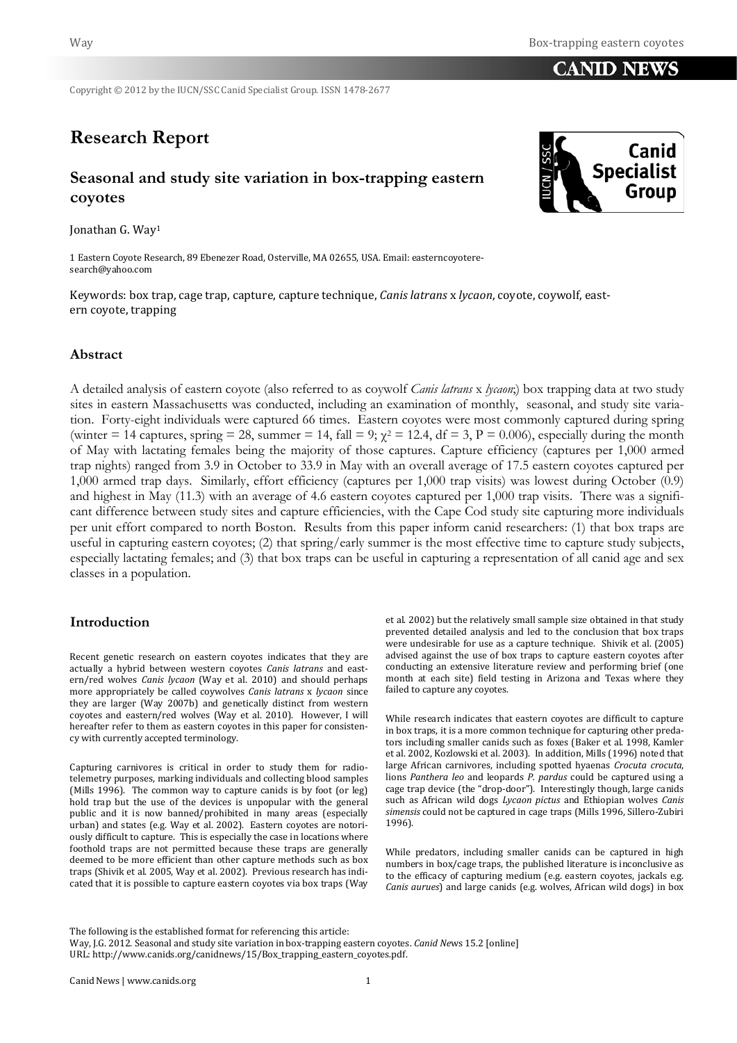Copyright © 2012 by the IUCN/SSC Canid Specialist Group. ISSN 1478-2677

# Research Report

## Seasonal and study site variation in box-trapping eastern coyotes

Jonathan G. Way[1]

1 Eastern Coyote Research, 89 Ebenezer Road, Osterville, MA 02655, USA. Email: easterncoyoteresearch@yahoo.com

Keywords: box trap, cage trap, capture, capture technique, *Canis latrans* x *lycaon*, coyote, coywolf, eastern coyote, trapping

### Abstract

A detailed analysis of eastern coyote (also referred to as coywolf *Canis latrans* x *lycaon*;) box trapping data at two study sites in eastern Massachusetts was conducted, including an examination of monthly, seasonal, and study site variation. Forty-eight individuals were captured 66 times. Eastern coyotes were most commonly captured during spring (winter = 14 captures, spring = 28, summer = 14, fall = 9; $\chi^2 = 12.4$, df = 3, P = 0.006), especially during the month of May with lactating females being the majority of those captures. Capture efficiency (captures per 1,000 armed trap nights) ranged from 3.9 in October to 33.9 in May with an overall average of 17.5 eastern coyotes captured per 1,000 armed trap days. Similarly, effort efficiency (captures per 1,000 trap visits) was lowest during October (0.9) and highest in May (11.3) with an average of 4.6 eastern coyotes captured per 1,000 trap visits. There was a significant difference between study sites and capture efficiencies, with the Cape Cod study site capturing more individuals per unit effort compared to north Boston. Results from this paper inform canid researchers: (1) that box traps are useful in capturing eastern coyotes; (2) that spring/early summer is the most effective time to capture study subjects, especially lactating females; and (3) that box traps can be useful in capturing a representation of all canid age and sex classes in a population.

### Introduction

Recent genetic research on eastern coyotes indicates that they are actually a hybrid between western coyotes *Canis latrans* and eastern/red wolves *Canis lycaon* (Way et al. 2010) and should perhaps more appropriately be called coywolves *Canis latrans* x *lycaon* since they are larger (Way 2007b) and genetically distinct from western coyotes and eastern/red wolves (Way et al. 2010). However, I will hereafter refer to them as eastern coyotes in this paper for consistency with currently accepted terminology.

Capturing carnivores is critical in order to study them for radio-telemetry purposes, marking individuals and collecting blood samples (Mills 1996). The common way to capture canids is by foot (or leg) hold trap but the use of the devices is unpopular with the general public and it is now banned/prohibited in many areas (especially urban) and states (e.g. Way et al. 2002). Eastern coyotes are notoriously difficult to capture. This is especially the case in locations where foothold traps are not permitted because these traps are generally deemed to be more efficient than other capture methods such as box traps (Shivik et al. 2005, Way et al. 2002). Previous research has indicated that it is possible to capture eastern coyotes via box traps (Way et al. 2002) but the relatively small sample size obtained in that study prevented detailed analysis and led to the conclusion that box traps were undesirable for use as a capture technique. Shivik et al. (2005) advised against the use of box traps to capture eastern coyotes after conducting an extensive literature review and performing brief (one month at each site) field testing in Arizona and Texas where they failed to capture any coyotes.

While research indicates that eastern coyotes are difficult to capture in box traps, it is a more common technique for capturing other predators including smaller canids such as foxes (Baker et al. 1998, Kamler et al. 2002, Kozlowski et al. 2003). In addition, Mills (1996) noted that large African carnivores, including spotted hyaenas *Crocuta crocuta*, lions *Panthera leo* and leopards *P. pardus* could be captured using a cage trap device (the "drop-door"). Interestingly though, large canids such as African wild dogs *Lycaon pictus* and Ethiopian wolves *Canis simensis* could not be captured in cage traps (Mills 1996, Sillero-Zubiri 1996).

While predators, including smaller canids can be captured in high numbers in box/cage traps, the published literature is inconclusive as to the efficacy of capturing medium (e.g. eastern coyotes, jackals e.g. *Canis aurues*) and large canids (e.g. wolves, African wild dogs) in box

The following is the established format for referencing this article:
Way, J.G. 2012. Seasonal and study site variation in box-trapping eastern coyotes. *Canid News* 15.2 [online]
URL: http://www.canids.org/canidnews/15/Box_trapping_eastern_coyotes.pdf.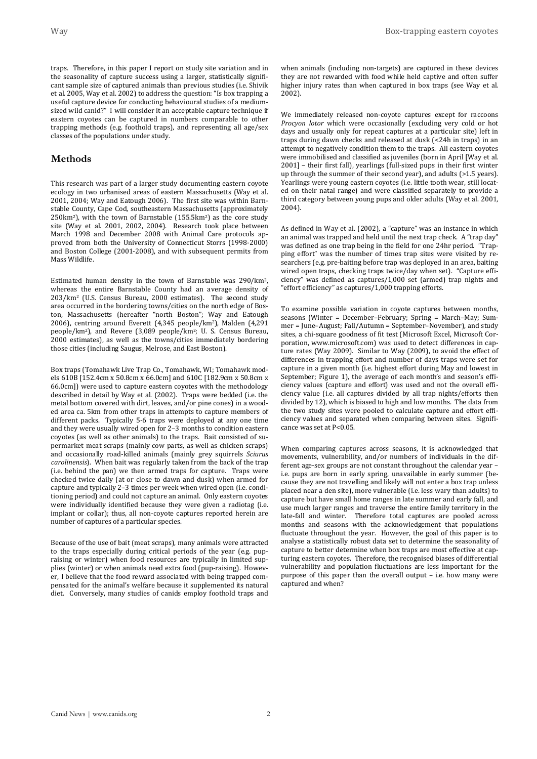traps. Therefore, in this paper I report on study site variation and in the seasonality of capture success using a larger, statistically significant sample size of captured animals than previous studies (i.e. Shivik et al. 2005, Way et al. 2002) to address the question: "Is box trapping a useful capture device for conducting behavioural studies of a medium-sized wild canid?" I will consider it an acceptable capture technique if eastern coyotes can be captured in numbers comparable to other trapping methods (e.g. foothold traps), and representing all age/sex classes of the populations under study.

## Methods

This research was part of a larger study documenting eastern coyote ecology in two urbanised areas of eastern Massachusetts (Way et al. 2001, 2004; Way and Eatough 2006). The first site was within Barnstable County, Cape Cod, southeastern Massachusetts (approximately 250km$^2$), with the town of Barnstable (155.5km$^2$) as the core study site (Way et al. 2001, 2002, 2004). Research took place between March 1998 and December 2008 with Animal Care protocols approved from both the University of Connecticut Storrs (1998-2000) and Boston College (2001-2008), and with subsequent permits from Mass Wildlife.

Estimated human density in the town of Barnstable was 290/km$^2$, whereas the entire Barnstable County had an average density of 203/km$^2$ (U.S. Census Bureau, 2000 estimates). The second study area occurred in the bordering towns/cities on the north edge of Boston, Massachusetts (hereafter "north Boston"; Way and Eatough 2006), centring around Everett (4,345 people/km$^2$), Malden (4,291 people/km$^2$), and Revere (3,089 people/km$^2$; U. S. Census Bureau, 2000 estimates), as well as the towns/cities immediately bordering those cities (including Saugus, Melrose, and East Boston).

Box traps (Tomahawk Live Trap Co., Tomahawk, WI; Tomahawk models 610B [152.4cm x 50.8cm x 66.0cm] and 610C [182.9cm x 50.8cm x 66.0cm]) were used to capture eastern coyotes with the methodology described in detail by Way et al. (2002). Traps were bedded (i.e. the metal bottom covered with dirt, leaves, and/or pine cones) in a wooded area ca. 5km from other traps in attempts to capture members of different packs. Typically 5-6 traps were deployed at any one time and they were usually wired open for 2–3 months to condition eastern coyotes (as well as other animals) to the traps. Bait consisted of supermarket meat scraps (mainly cow parts, as well as chicken scraps) and occasionally road-killed animals (mainly grey squirrels *Sciurus carolinensis*). When bait was regularly taken from the back of the trap (i.e. behind the pan) we then armed traps for capture. Traps were checked twice daily (at or close to dawn and dusk) when armed for capture and typically 2–3 times per week when wired open (i.e. conditioning period) and could not capture an animal. Only eastern coyotes were individually identified because they were given a radiotag (i.e. implant or collar); thus, all non-coyote captures reported herein are number of captures of a particular species.

Because of the use of bait (meat scraps), many animals were attracted to the traps especially during critical periods of the year (e.g. pup-raising or winter) when food resources are typically in limited supplies (winter) or when animals need extra food (pup-raising). However, I believe that the food reward associated with being trapped compensated for the animal's welfare because it supplemented its natural diet. Conversely, many studies of canids employ foothold traps and when animals (including non-targets) are captured in these devices they are not rewarded with food while held captive and often suffer higher injury rates than when captured in box traps (see Way et al. 2002).

We immediately released non-coyote captures except for raccoons *Procyon lotor* which were occasionally (excluding very cold or hot days and usually only for repeat captures at a particular site) left in traps during dawn checks and released at dusk (<24h in traps) in an attempt to negatively condition them to the traps. All eastern coyotes were immobilised and classified as juveniles (born in April [Way et al. 2001] – their first fall), yearlings (full-sized pups in their first winter up through the summer of their second year), and adults (>1.5 years). Yearlings were young eastern coyotes (i.e. little tooth wear, still located on their natal range) and were classified separately to provide a third category between young pups and older adults (Way et al. 2001, 2004).

As defined in Way et al. (2002), a "capture" was an instance in which an animal was trapped and held until the next trap check. A "trap day" was defined as one trap being in the field for one 24hr period. "Trapping effort" was the number of times trap sites were visited by researchers (e.g. pre-baiting before trap was deployed in an area, baiting wired open traps, checking traps twice/day when set). "Capture efficiency" was defined as captures/1,000 set (armed) trap nights and "effort efficiency" as captures/1,000 trapping efforts.

To examine possible variation in coyote captures between months, seasons (Winter = December–February; Spring = March–May; Summer = June–August; Fall/Autumn = September–November), and study sites, a chi-square goodness of fit test (Microsoft Excel, Microsoft Corporation, www.microsoft.com) was used to detect differences in capture rates (Way 2009). Similar to Way (2009), to avoid the effect of differences in trapping effort and number of days traps were set for capture in a given month (i.e. highest effort during May and lowest in September; Figure 1), the average of each month's and season's efficiency values (capture and effort) was used and not the overall efficiency value (i.e. all captures divided by all trap nights/efforts then divided by 12), which is biased to high and low months. The data from the two study sites were pooled to calculate capture and effort efficiency values and separated when comparing between sites. Significance was set at $P<0.05$.

When comparing captures across seasons, it is acknowledged that movements, vulnerability, and/or numbers of individuals in the different age-sex groups are not constant throughout the calendar year – i.e. pups are born in early spring, unavailable in early summer (because they are not travelling and likely will not enter a box trap unless placed near a den site), more vulnerable (i.e. less wary than adults) to capture but have small home ranges in late summer and early fall, and use much larger ranges and traverse the entire family territory in the late-fall and winter. Therefore total captures are pooled across months and seasons with the acknowledgement that populations fluctuate throughout the year. However, the goal of this paper is to analyse a statistically robust data set to determine the seasonality of capture to better determine when box traps are most effective at capturing eastern coyotes. Therefore, the recognised biases of differential vulnerability and population fluctuations are less important for the purpose of this paper than the overall output – i.e. how many were captured and when?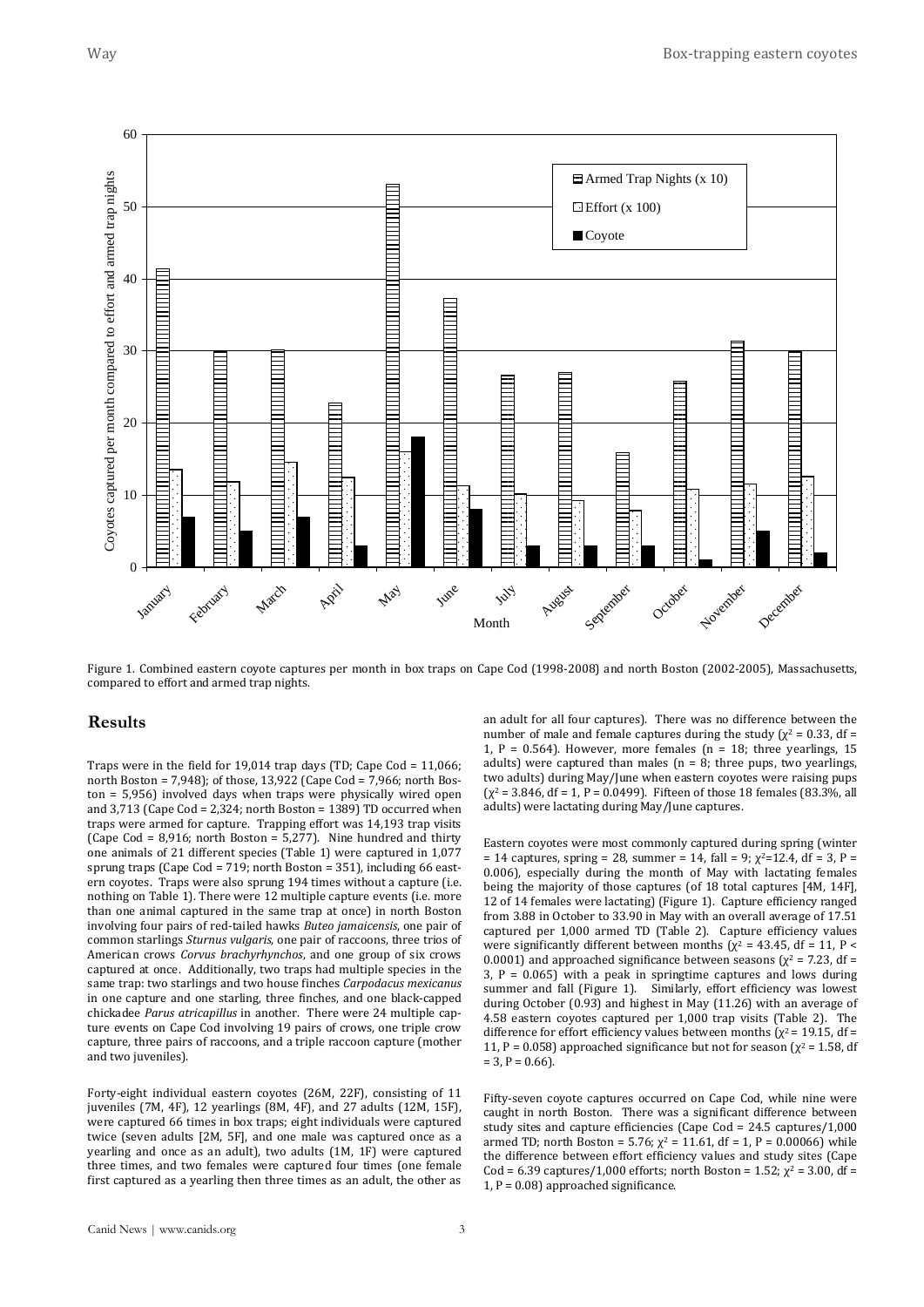Figure 1. Combined eastern coyote captures per month in box traps on Cape Cod (1998-2008) and north Boston (2002-2005), Massachusetts, compared to effort and armed trap nights.

## Results

Traps were in the field for 19,014 trap days (TD; Cape Cod = 11,066; north Boston = 7,948); of those, 13,922 (Cape Cod = 7,966; north Boston = 5,956) involved days when traps were physically wired open and 3,713 (Cape Cod = 2,324; north Boston = 1389) TD occurred when traps were armed for capture. Trapping effort was 14,193 trap visits (Cape Cod = 8,916; north Boston = 5,277). Nine hundred and thirty one animals of 21 different species (Table 1) were captured in 1,077 sprung traps (Cape Cod = 719; north Boston = 351), including 66 eastern coyotes. Traps were also sprung 194 times without a capture (i.e. nothing on Table 1). There were 12 multiple capture events (i.e. more than one animal captured in the same trap at once) in north Boston involving four pairs of red-tailed hawks *Buteo jamaicensis*, one pair of common starlings *Sturnus vulgaris*, one pair of raccoons, three trios of American crows *Corvus brachyrhynchos*, and one group of six crows captured at once. Additionally, two traps had multiple species in the same trap: two starlings and two house finches *Carpodacus mexicanus* in one capture and one starling, three finches, and one black-capped chickadee *Parus atricapillus* in another. There were 24 multiple capture events on Cape Cod involving 19 pairs of crows, one triple crow capture, three pairs of raccoons, and a triple raccoon capture (mother and two juveniles).

Forty-eight individual eastern coyotes (26M, 22F), consisting of 11 juveniles (7M, 4F), 12 yearlings (8M, 4F), and 27 adults (12M, 15F), were captured 66 times in box traps; eight individuals were captured twice (seven adults [2M, 5F], and one male was captured once as a yearling and once as an adult), two adults (1M, 1F) were captured three times, and two females were captured four times (one female first captured as a yearling then three times as an adult, the other as an adult for all four captures). There was no difference between the number of male and female captures during the study ($\chi^2$ = 0.33, df = 1, P = 0.564). However, more females (n = 18; three yearlings, 15 adults) were captured than males (n = 8; three pups, two yearlings, two adults) during May/June when eastern coyotes were raising pups ($\chi^2$ = 3.846, df = 1, P = 0.0499). Fifteen of those 18 females (83.3%, all adults) were lactating during May/June captures.

Eastern coyotes were most commonly captured during spring (winter = 14 captures, spring = 28, summer = 14, fall = 9; $\chi^2$=12.4, df = 3, P = 0.006), especially during the month of May with lactating females being the majority of those captures (of 18 total captures [4M, 14F], 12 of 14 females were lactating) (Figure 1). Capture efficiency ranged from 3.88 in October to 33.90 in May with an overall average of 17.51 captured per 1,000 armed TD (Table 2). Capture efficiency values were significantly different between months ($\chi^2$ = 43.45, df = 11, P < 0.0001) and approached significance between seasons ($\chi^2$ = 7.23, df = 3, P = 0.065) with a peak in springtime captures and lows during summer and fall (Figure 1). Similarly, effort efficiency was lowest during October (0.93) and highest in May (11.26) with an average of 4.58 eastern coyotes captured per 1,000 trap visits (Table 2). The difference for effort efficiency values between months ($\chi^2$ = 19.15, df = 11, P = 0.058) approached significance but not for season ($\chi^2$ = 1.58, df = 3, P = 0.66).

Fifty-seven coyote captures occurred on Cape Cod, while nine were caught in north Boston. There was a significant difference between study sites and capture efficiencies (Cape Cod = 24.5 captures/1,000 armed TD; north Boston = 5.76; $\chi^2$ = 11.61, df = 1, P = 0.00066) while the difference between effort efficiency values and study sites (Cape Cod = 6.39 captures/1,000 efforts; north Boston = 1.52; $\chi^2$ = 3.00, df = 1, P = 0.08) approached significance.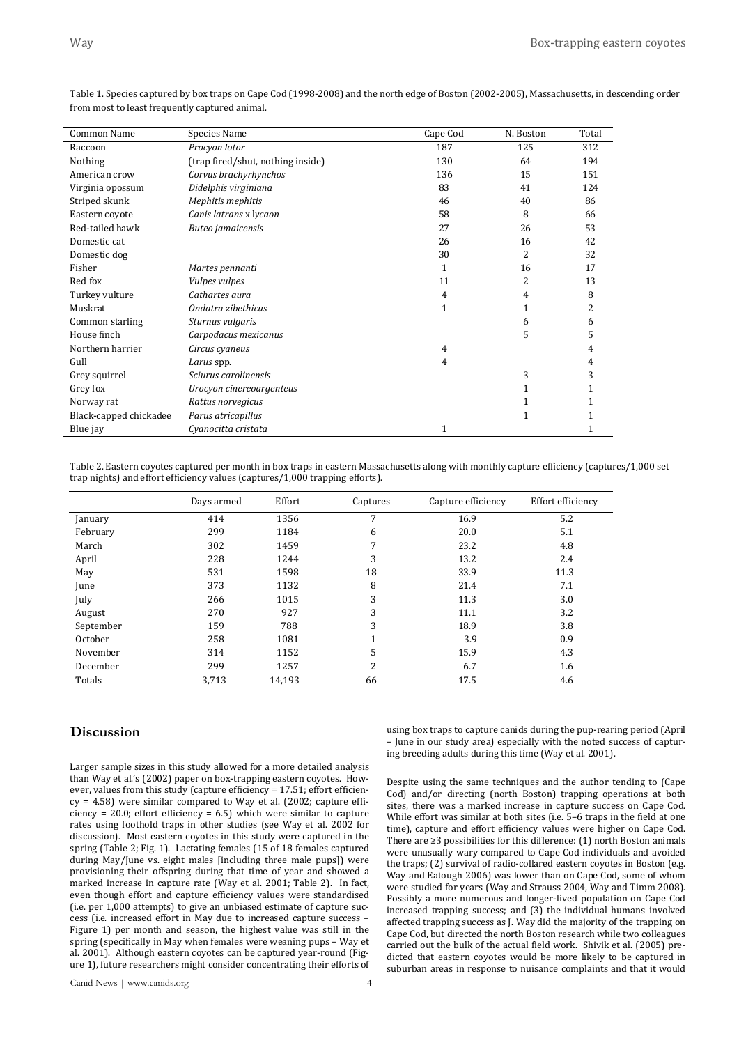Table 1. Species captured by box traps on Cape Cod (1998-2008) and the north edge of Boston (2002-2005), Massachusetts, in descending order from most to least frequently captured animal.

| Common Name | Species Name | Cape Cod | N. Boston | Total |
|---|---|---|---|---|
| Raccoon | *Procyon lotor* | 187 | 125 | 312 |
| Nothing | (trap fired/shut, nothing inside) | 130 | 64 | 194 |
| American crow | *Corvus brachyrhynchos* | 136 | 15 | 151 |
| Virginia opossum | *Didelphis virginiana* | 83 | 41 | 124 |
| Striped skunk | *Mephitis mephitis* | 46 | 40 | 86 |
| Eastern coyote | *Canis latrans* x *lycaon* | 58 | 8 | 66 |
| Red-tailed hawk | *Buteo jamaicensis* | 27 | 26 | 53 |
| Domestic cat | | 26 | 16 | 42 |
| Domestic dog | | 30 | 2 | 32 |
| Fisher | *Martes pennanti* | 1 | 16 | 17 |
| Red fox | *Vulpes vulpes* | 11 | 2 | 13 |
| Turkey vulture | *Cathartes aura* | 4 | 4 | 8 |
| Muskrat | *Ondatra zibethicus* | 1 | 1 | 2 |
| Common starling | *Sturnus vulgaris* | | 6 | 6 |
| House finch | *Carpodacus mexicanus* | | 5 | 5 |
| Northern harrier | *Circus cyaneus* | 4 | | 4 |
| Gull | *Larus* spp. | 4 | | 4 |
| Grey squirrel | *Sciurus carolinensis* | | 3 | 3 |
| Grey fox | *Urocyon cinereoargenteus* | | 1 | 1 |
| Norway rat | *Rattus norvegicus* | | 1 | 1 |
| Black-capped chickadee | *Parus atricapillus* | | 1 | 1 |
| Blue jay | *Cyanocitta cristata* | 1 | | 1 |

Table 2. Eastern coyotes captured per month in box traps in eastern Massachusetts along with monthly capture efficiency (captures/1,000 set trap nights) and effort efficiency values (captures/1,000 trapping efforts).

| | Days armed | Effort | Captures | Capture efficiency | Effort efficiency |
|---|---|---|---|---|---|
| January | 414 | 1356 | 7 | 16.9 | 5.2 |
| February | 299 | 1184 | 6 | 20.0 | 5.1 |
| March | 302 | 1459 | 7 | 23.2 | 4.8 |
| April | 228 | 1244 | 3 | 13.2 | 2.4 |
| May | 531 | 1598 | 18 | 33.9 | 11.3 |
| June | 373 | 1132 | 8 | 21.4 | 7.1 |
| July | 266 | 1015 | 3 | 11.3 | 3.0 |
| August | 270 | 927 | 3 | 11.1 | 3.2 |
| September | 159 | 788 | 3 | 18.9 | 3.8 |
| October | 258 | 1081 | 1 | 3.9 | 0.9 |
| November | 314 | 1152 | 5 | 15.9 | 4.3 |
| December | 299 | 1257 | 2 | 6.7 | 1.6 |
| Totals | 3,713 | 14,193 | 66 | 17.5 | 4.6 |

## Discussion

Larger sample sizes in this study allowed for a more detailed analysis than Way et al.'s (2002) paper on box-trapping eastern coyotes. However, values from this study (capture efficiency = 17.51; effort efficiency = 4.58) were similar compared to Way et al. (2002; capture efficiency = 20.0; effort efficiency = 6.5) which were similar to capture rates using foothold traps in other studies (see Way et al. 2002 for discussion). Most eastern coyotes in this study were captured in the spring (Table 2; Fig. 1). Lactating females (15 of 18 females captured during May/June vs. eight males [including three male pups]) were provisioning their offspring during that time of year and showed a marked increase in capture rate (Way et al. 2001; Table 2). In fact, even though effort and capture efficiency values were standardised (i.e. per 1,000 attempts) to give an unbiased estimate of capture success (i.e. increased effort in May due to increased capture success – Figure 1) per month and season, the highest value was still in the spring (specifically in May when females were weaning pups – Way et al. 2001). Although eastern coyotes can be captured year-round (Figure 1), future researchers might consider concentrating their efforts of using box traps to capture canids during the pup-rearing period (April – June in our study area) especially with the noted success of capturing breeding adults during this time (Way et al. 2001).

Despite using the same techniques and the author tending to (Cape Cod) and/or directing (north Boston) trapping operations at both sites, there was a marked increase in capture success on Cape Cod. While effort was similar at both sites (i.e. 5–6 traps in the field at one time), capture and effort efficiency values were higher on Cape Cod. There are ≥3 possibilities for this difference: (1) north Boston animals were unusually wary compared to Cape Cod individuals and avoided the traps; (2) survival of radio-collared eastern coyotes in Boston (e.g. Way and Eatough 2006) was lower than on Cape Cod, some of whom were studied for years (Way and Strauss 2004, Way and Timm 2008). Possibly a more numerous and longer-lived population on Cape Cod increased trapping success; and (3) the individual humans involved affected trapping success as J. Way did the majority of the trapping on Cape Cod, but directed the north Boston research while two colleagues carried out the bulk of the actual field work. Shivik et al. (2005) predicted that eastern coyotes would be more likely to be captured in suburban areas in response to nuisance complaints and that it would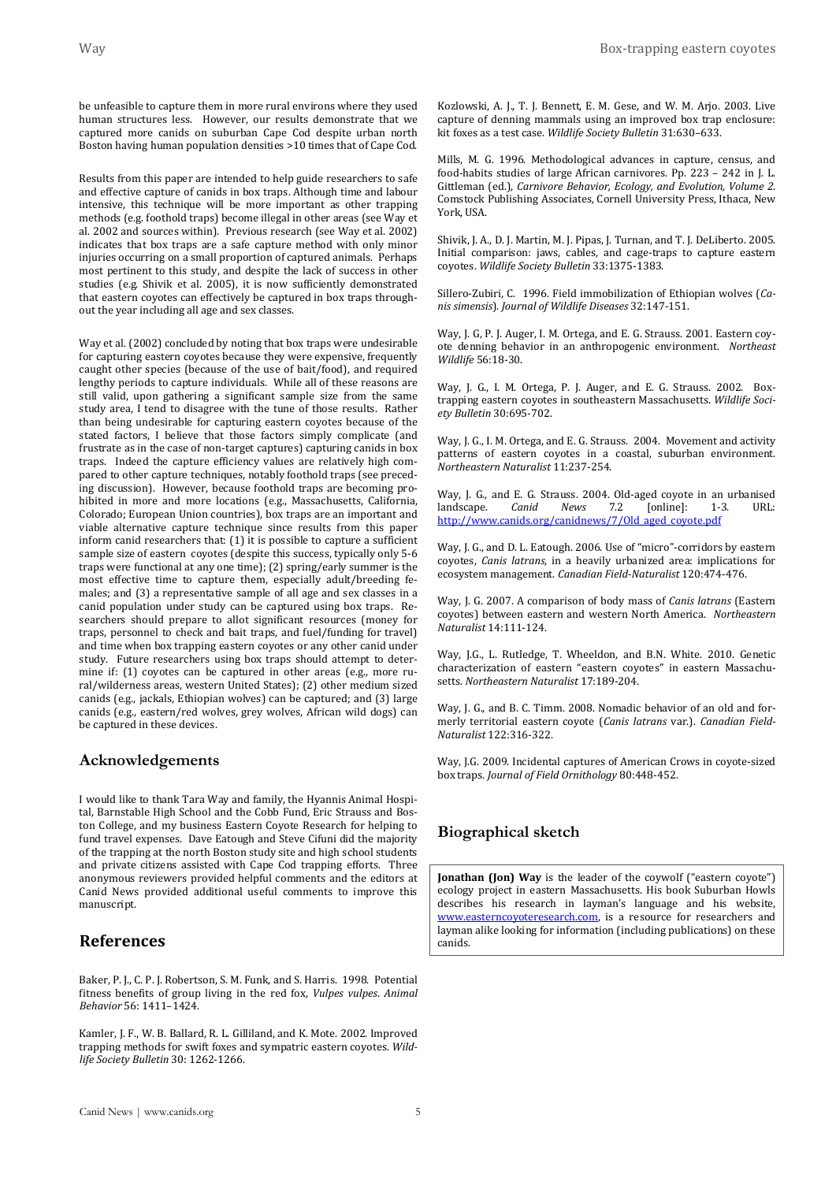be unfeasible to capture them in more rural environs where they used human structures less. However, our results demonstrate that we captured more canids on suburban Cape Cod despite urban north Boston having human population densities >10 times that of Cape Cod.

Results from this paper are intended to help guide researchers to safe and effective capture of canids in box traps. Although time and labour intensive, this technique will be more important as other trapping methods (e.g. foothold traps) become illegal in other areas (see Way et al. 2002 and sources within). Previous research (see Way et al. 2002) indicates that box traps are a safe capture method with only minor injuries occurring on a small proportion of captured animals. Perhaps most pertinent to this study, and despite the lack of success in other studies (e.g. Shivik et al. 2005), it is now sufficiently demonstrated that eastern coyotes can effectively be captured in box traps throughout the year including all age and sex classes.

Way et al. (2002) concluded by noting that box traps were undesirable for capturing eastern coyotes because they were expensive, frequently caught other species (because of the use of bait/food), and required lengthy periods to capture individuals. While all of these reasons are still valid, upon gathering a significant sample size from the same study area, I tend to disagree with the tune of those results. Rather than being undesirable for capturing eastern coyotes because of the stated factors, I believe that those factors simply complicate (and frustrate as in the case of non-target captures) capturing canids in box traps. Indeed the capture efficiency values are relatively high compared to other capture techniques, notably foothold traps (see preceding discussion). However, because foothold traps are becoming prohibited in more and more locations (e.g., Massachusetts, California, Colorado; European Union countries), box traps are an important and viable alternative capture technique since results from this paper inform canid researchers that: (1) it is possible to capture a sufficient sample size of eastern coyotes (despite this success, typically only 5-6 traps were functional at any one time); (2) spring/early summer is the most effective time to capture them, especially adult/breeding females; and (3) a representative sample of all age and sex classes in a canid population under study can be captured using box traps. Researchers should prepare to allot significant resources (money for traps, personnel to check and bait traps, and fuel/funding for travel) and time when box trapping eastern coyotes or any other canid under study. Future researchers using box traps should attempt to determine if: (1) coyotes can be captured in other areas (e.g., more rural/wilderness areas, western United States); (2) other medium sized canids (e.g., jackals, Ethiopian wolves) can be captured; and (3) large canids (e.g., eastern/red wolves, grey wolves, African wild dogs) can be captured in these devices.

## Acknowledgements

I would like to thank Tara Way and family, the Hyannis Animal Hospital, Barnstable High School and the Cobb Fund, Eric Strauss and Boston College, and my business Eastern Coyote Research for helping to fund travel expenses. Dave Eatough and Steve Cifuni did the majority of the trapping at the north Boston study site and high school students and private citizens assisted with Cape Cod trapping efforts. Three anonymous reviewers provided helpful comments and the editors at Canid News provided additional useful comments to improve this manuscript.

## References

Baker, P. J., C. P. J. Robertson, S. M. Funk, and S. Harris. 1998. Potential fitness benefits of group living in the red fox, *Vulpes vulpes*. *Animal Behavior* 56: 1411–1424.

Kamler, J. F., W. B. Ballard, R. L. Gilliland, and K. Mote. 2002. Improved trapping methods for swift foxes and sympatric eastern coyotes. *Wildlife Society Bulletin* 30: 1262-1266.

Kozlowski, A. J., T. J. Bennett, E. M. Gese, and W. M. Arjo. 2003. Live capture of denning mammals using an improved box trap enclosure: kit foxes as a test case. *Wildlife Society Bulletin* 31:630–633.

Mills, M. G. 1996. Methodological advances in capture, census, and food-habits studies of large African carnivores. Pp. 223 – 242 in J. L. Gittleman (ed.), *Carnivore Behavior, Ecology, and Evolution, Volume 2.* Comstock Publishing Associates, Cornell University Press, Ithaca, New York, USA.

Shivik, J. A., D. J. Martin, M. J. Pipas, J. Turnan, and T. J. DeLiberto. 2005. Initial comparison: jaws, cables, and cage-traps to capture eastern coyotes. *Wildlife Society Bulletin* 33:1375-1383.

Sillero-Zubiri, C. 1996. Field immobilization of Ethiopian wolves (*Canis simensis*). *Journal of Wildlife Diseases* 32:147-151.

Way, J. G, P. J. Auger, I. M. Ortega, and E. G. Strauss. 2001. Eastern coyote denning behavior in an anthropogenic environment. *Northeast Wildlife* 56:18-30.

Way, J. G., I. M. Ortega, P. J. Auger, and E. G. Strauss. 2002. Box-trapping eastern coyotes in southeastern Massachusetts. *Wildlife Society Bulletin* 30:695-702.

Way, J. G., I. M. Ortega, and E. G. Strauss. 2004. Movement and activity patterns of eastern coyotes in a coastal, suburban environment. *Northeastern Naturalist* 11:237-254.

Way, J. G., and E. G. Strauss. 2004. Old-aged coyote in an urbanised landscape. *Canid News* 7.2 [online]: 1-3. URL: http://www.canids.org/canidnews/7/Old_aged_coyote.pdf

Way, J. G., and D. L. Eatough. 2006. Use of "micro"-corridors by eastern coyotes, *Canis latrans*, in a heavily urbanized area: implications for ecosystem management. *Canadian Field-Naturalist* 120:474-476.

Way, J. G. 2007. A comparison of body mass of *Canis latrans* (Eastern coyotes) between eastern and western North America. *Northeastern Naturalist* 14:111-124.

Way, J.G., L. Rutledge, T. Wheeldon, and B.N. White. 2010. Genetic characterization of eastern "eastern coyotes" in eastern Massachusetts. *Northeastern Naturalist* 17:189-204.

Way, J. G., and B. C. Timm. 2008. Nomadic behavior of an old and formerly territorial eastern coyote (*Canis latrans* var.). *Canadian Field-Naturalist* 122:316-322.

Way, J.G. 2009. Incidental captures of American Crows in coyote-sized box traps. *Journal of Field Ornithology* 80:448-452.

## Biographical sketch

**Jonathan (Jon) Way** is the leader of the coywolf ("eastern coyote") ecology project in eastern Massachusetts. His book Suburban Howls describes his research in layman's language and his website, www.easterncoyoteresearch.com, is a resource for researchers and layman alike looking for information (including publications) on these canids.